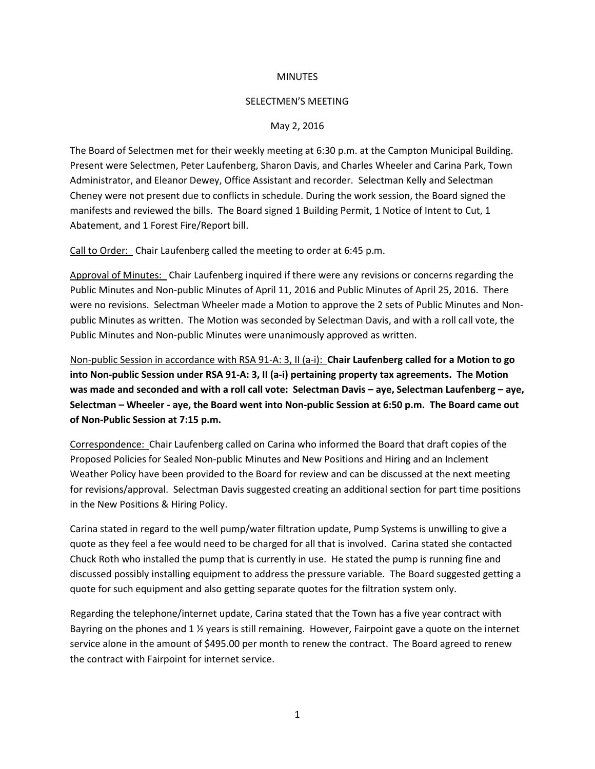MINUTES

SELECTMEN'S MEETING

May 2, 2016

The Board of Selectmen met for their weekly meeting at 6:30 p.m. at the Campton Municipal Building. Present were Selectmen, Peter Laufenberg, Sharon Davis, and Charles Wheeler and Carina Park, Town Administrator, and Eleanor Dewey, Office Assistant and recorder. Selectman Kelly and Selectman Cheney were not present due to conflicts in schedule. During the work session, the Board signed the manifests and reviewed the bills. The Board signed 1 Building Permit, 1 Notice of Intent to Cut, 1 Abatement, and 1 Forest Fire/Report bill.

Call to Order: Chair Laufenberg called the meeting to order at 6:45 p.m.

Approval of Minutes: Chair Laufenberg inquired if there were any revisions or concerns regarding the Public Minutes and Non-public Minutes of April 11, 2016 and Public Minutes of April 25, 2016. There were no revisions. Selectman Wheeler made a Motion to approve the 2 sets of Public Minutes and Non-public Minutes as written. The Motion was seconded by Selectman Davis, and with a roll call vote, the Public Minutes and Non-public Minutes were unanimously approved as written.

Non-public Session in accordance with RSA 91-A: 3, II (a-i): **Chair Laufenberg called for a Motion to go into Non-public Session under RSA 91-A: 3, II (a-i) pertaining property tax agreements. The Motion was made and seconded and with a roll call vote: Selectman Davis – aye, Selectman Laufenberg – aye, Selectman – Wheeler - aye, the Board went into Non-public Session at 6:50 p.m. The Board came out of Non-Public Session at 7:15 p.m.**

Correspondence: Chair Laufenberg called on Carina who informed the Board that draft copies of the Proposed Policies for Sealed Non-public Minutes and New Positions and Hiring and an Inclement Weather Policy have been provided to the Board for review and can be discussed at the next meeting for revisions/approval. Selectman Davis suggested creating an additional section for part time positions in the New Positions & Hiring Policy.

Carina stated in regard to the well pump/water filtration update, Pump Systems is unwilling to give a quote as they feel a fee would need to be charged for all that is involved. Carina stated she contacted Chuck Roth who installed the pump that is currently in use. He stated the pump is running fine and discussed possibly installing equipment to address the pressure variable. The Board suggested getting a quote for such equipment and also getting separate quotes for the filtration system only.

Regarding the telephone/internet update, Carina stated that the Town has a five year contract with Bayring on the phones and 1 ½ years is still remaining. However, Fairpoint gave a quote on the internet service alone in the amount of $495.00 per month to renew the contract. The Board agreed to renew the contract with Fairpoint for internet service.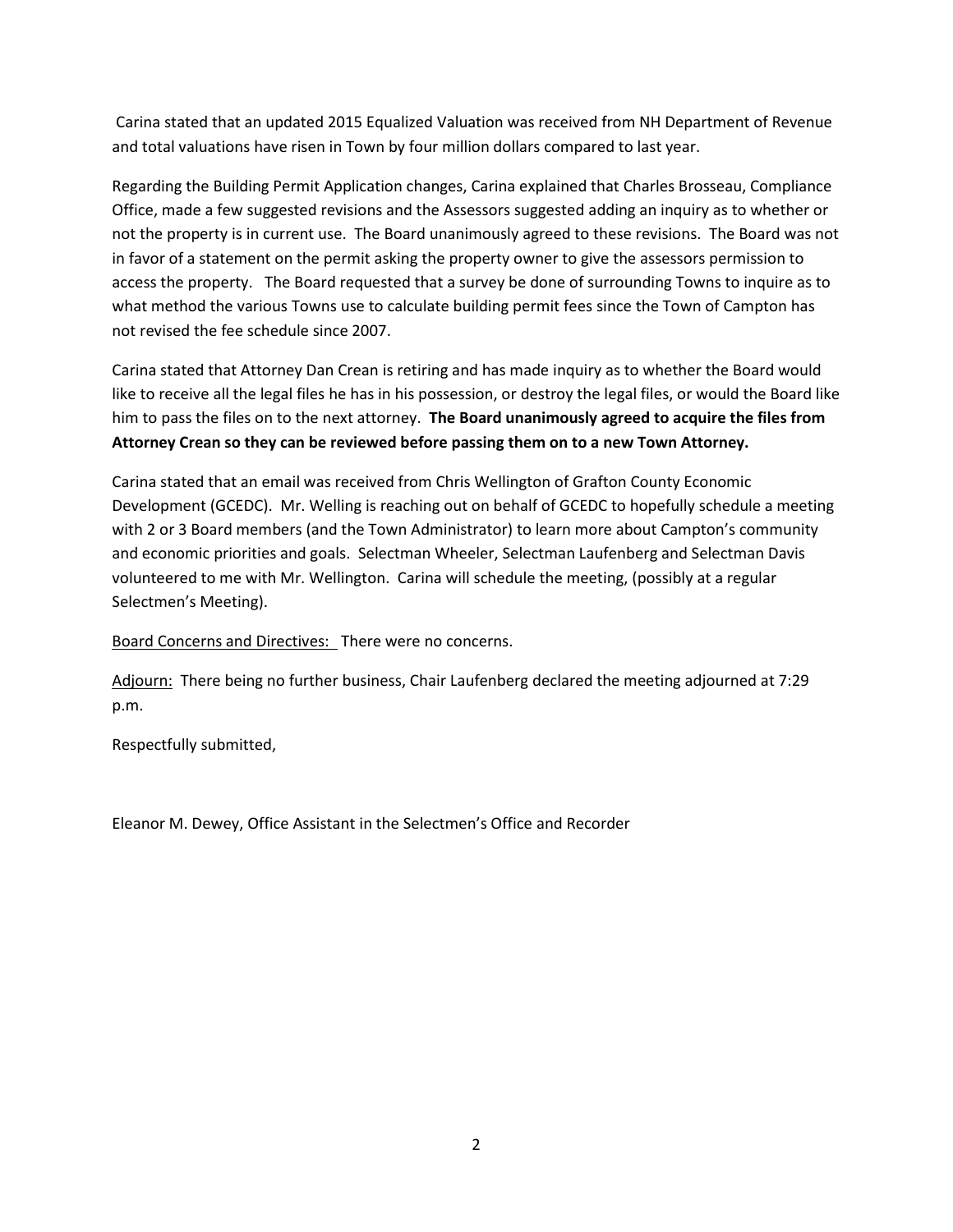Carina stated that an updated 2015 Equalized Valuation was received from NH Department of Revenue and total valuations have risen in Town by four million dollars compared to last year.

Regarding the Building Permit Application changes, Carina explained that Charles Brosseau, Compliance Office, made a few suggested revisions and the Assessors suggested adding an inquiry as to whether or not the property is in current use. The Board unanimously agreed to these revisions. The Board was not in favor of a statement on the permit asking the property owner to give the assessors permission to access the property. The Board requested that a survey be done of surrounding Towns to inquire as to what method the various Towns use to calculate building permit fees since the Town of Campton has not revised the fee schedule since 2007.

Carina stated that Attorney Dan Crean is retiring and has made inquiry as to whether the Board would like to receive all the legal files he has in his possession, or destroy the legal files, or would the Board like him to pass the files on to the next attorney. **The Board unanimously agreed to acquire the files from Attorney Crean so they can be reviewed before passing them on to a new Town Attorney.**

Carina stated that an email was received from Chris Wellington of Grafton County Economic Development (GCEDC). Mr. Welling is reaching out on behalf of GCEDC to hopefully schedule a meeting with 2 or 3 Board members (and the Town Administrator) to learn more about Campton's community and economic priorities and goals. Selectman Wheeler, Selectman Laufenberg and Selectman Davis volunteered to me with Mr. Wellington. Carina will schedule the meeting, (possibly at a regular Selectmen's Meeting).

<u>Board Concerns and Directives:</u> There were no concerns.

<u>Adjourn:</u> There being no further business, Chair Laufenberg declared the meeting adjourned at 7:29 p.m.

Respectfully submitted,

Eleanor M. Dewey, Office Assistant in the Selectmen's Office and Recorder